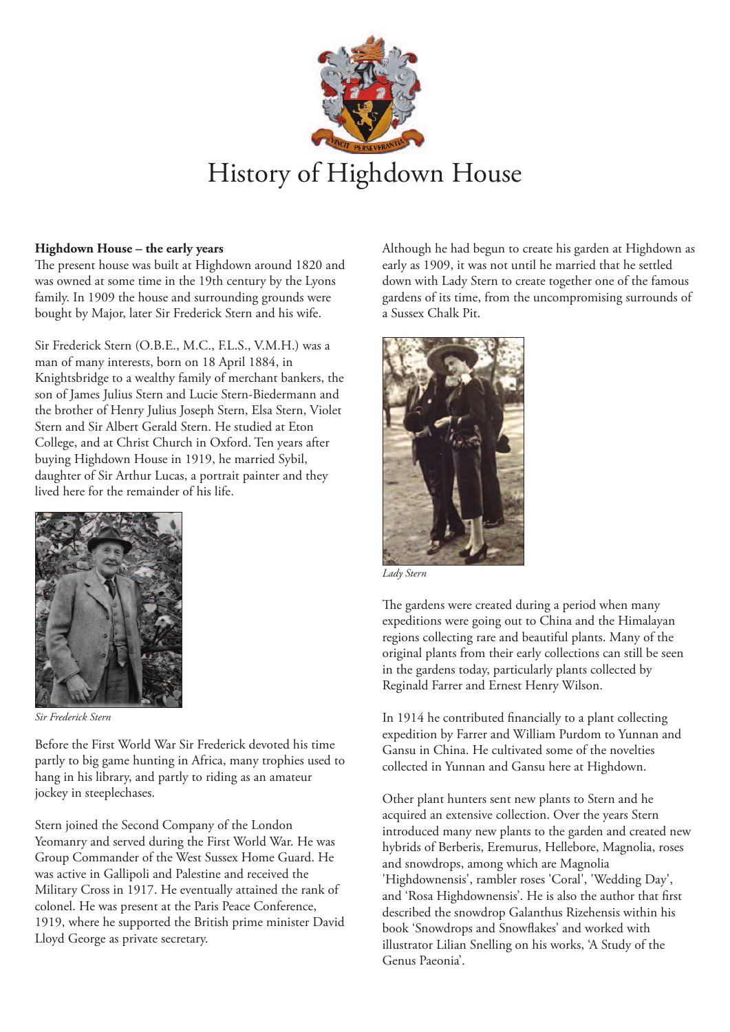# History of Highdown House

**Highdown House – the early years**

The present house was built at Highdown around 1820 and was owned at some time in the 19th century by the Lyons family. In 1909 the house and surrounding grounds were bought by Major, later Sir Frederick Stern and his wife.

Sir Frederick Stern (O.B.E., M.C., F.L.S., V.M.H.) was a man of many interests, born on 18 April 1884, in Knightsbridge to a wealthy family of merchant bankers, the son of James Julius Stern and Lucie Stern-Biedermann and the brother of Henry Julius Joseph Stern, Violet Stern and Sir Albert Gerald Stern. He studied at Eton College, and at Christ Church in Oxford. Ten years after buying Highdown House in 1919, he married Sybil, daughter of Sir Arthur Lucas, a portrait painter and they lived here for the remainder of his life.

*Sir Frederick Stern*

Before the First World War Sir Frederick devoted his time partly to big game hunting in Africa, many trophies used to hang in his library, and partly to riding as an amateur jockey in steeplechases.

Stern joined the Second Company of the London Yeomanry and served during the First World War. He was Group Commander of the West Sussex Home Guard. He was active in Gallipoli and Palestine and received the Military Cross in 1917. He eventually attained the rank of colonel. He was present at the Paris Peace Conference, 1919, where he supported the British prime minister David Lloyd George as private secretary.

Although he had begun to create his garden at Highdown as early as 1909, it was not until he married that he settled down with Lady Stern to create together one of the famous gardens of its time, from the uncompromising surrounds of a Sussex Chalk Pit.

*Lady Stern*

The gardens were created during a period when many expeditions were going out to China and the Himalayan regions collecting rare and beautiful plants. Many of the original plants from their early collections can still be seen in the gardens today, particularly plants collected by Reginald Farrer and Ernest Henry Wilson.

In 1914 he contributed financially to a plant collecting expedition by Farrer and William Purdom to Yunnan and Gansu in China. He cultivated some of the novelties collected in Yunnan and Gansu here at Highdown.

Other plant hunters sent new plants to Stern and he acquired an extensive collection. Over the years Stern introduced many new plants to the garden and created new hybrids of Berberis, Eremurus, Hellebore, Magnolia, roses and snowdrops, among which are Magnolia 'Highdownensis', rambler roses 'Coral', 'Wedding Day', and 'Rosa Highdownensis'. He is also the author that first described the snowdrop Galanthus Rizehensis within his book 'Snowdrops and Snowflakes' and worked with illustrator Lilian Snelling on his works, 'A Study of the Genus Paeonia'.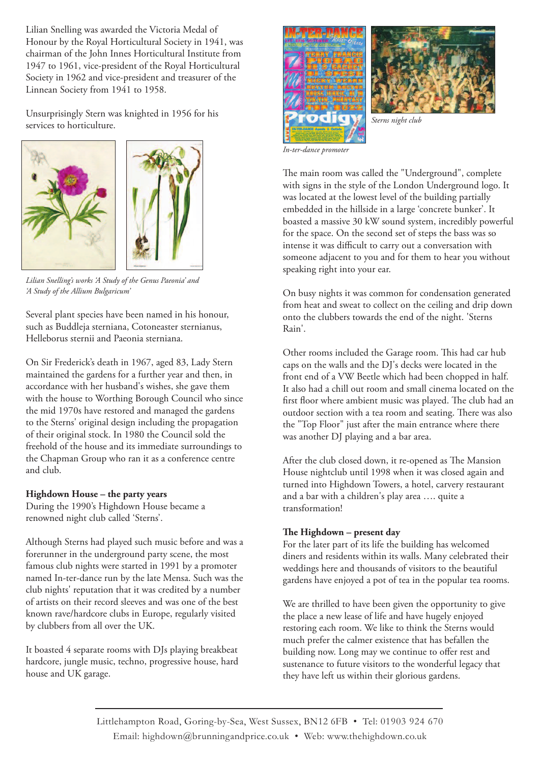Lilian Snelling was awarded the Victoria Medal of Honour by the Royal Horticultural Society in 1941, was chairman of the John Innes Horticultural Institute from 1947 to 1961, vice-president of the Royal Horticultural Society in 1962 and vice-president and treasurer of the Linnean Society from 1941 to 1958.

Unsurprisingly Stern was knighted in 1956 for his services to horticulture.

*Lilian Snelling's works 'A Study of the Genus Paeonia' and 'A Study of the Allium Bulgaricum'*

Several plant species have been named in his honour, such as Buddleja sterniana, Cotoneaster sternianus, Helleborus sternii and Paeonia sterniana.

On Sir Frederick's death in 1967, aged 83, Lady Stern maintained the gardens for a further year and then, in accordance with her husband's wishes, she gave them with the house to Worthing Borough Council who since the mid 1970s have restored and managed the gardens to the Sterns' original design including the propagation of their original stock. In 1980 the Council sold the freehold of the house and its immediate surroundings to the Chapman Group who ran it as a conference centre and club.

**Highdown House – the party years**

During the 1990's Highdown House became a renowned night club called 'Sterns'.

Although Sterns had played such music before and was a forerunner in the underground party scene, the most famous club nights were started in 1991 by a promoter named In-ter-dance run by the late Mensa. Such was the club nights' reputation that it was credited by a number of artists on their record sleeves and was one of the best known rave/hardcore clubs in Europe, regularly visited by clubbers from all over the UK.

It boasted 4 separate rooms with DJs playing breakbeat hardcore, jungle music, techno, progressive house, hard house and UK garage.

*In-ter-dance promoter*

*Sterns night club*

The main room was called the "Underground", complete with signs in the style of the London Underground logo. It was located at the lowest level of the building partially embedded in the hillside in a large 'concrete bunker'. It boasted a massive 30 kW sound system, incredibly powerful for the space. On the second set of steps the bass was so intense it was difficult to carry out a conversation with someone adjacent to you and for them to hear you without speaking right into your ear.

On busy nights it was common for condensation generated from heat and sweat to collect on the ceiling and drip down onto the clubbers towards the end of the night. 'Sterns Rain'.

Other rooms included the Garage room. This had car hub caps on the walls and the DJ's decks were located in the front end of a VW Beetle which had been chopped in half. It also had a chill out room and small cinema located on the first floor where ambient music was played. The club had an outdoor section with a tea room and seating. There was also the "Top Floor" just after the main entrance where there was another DJ playing and a bar area.

After the club closed down, it re-opened as The Mansion House nightclub until 1998 when it was closed again and turned into Highdown Towers, a hotel, carvery restaurant and a bar with a children's play area …. quite a transformation!

**The Highdown – present day**

For the later part of its life the building has welcomed diners and residents within its walls. Many celebrated their weddings here and thousands of visitors to the beautiful gardens have enjoyed a pot of tea in the popular tea rooms.

We are thrilled to have been given the opportunity to give the place a new lease of life and have hugely enjoyed restoring each room. We like to think the Sterns would much prefer the calmer existence that has befallen the building now. Long may we continue to offer rest and sustenance to future visitors to the wonderful legacy that they have left us within their glorious gardens.

Littlehampton Road, Goring-by-Sea, West Sussex, BN12 6FB • Tel: 01903 924 670
Email: highdown@brunningandprice.co.uk • Web: www.thehighdown.co.uk